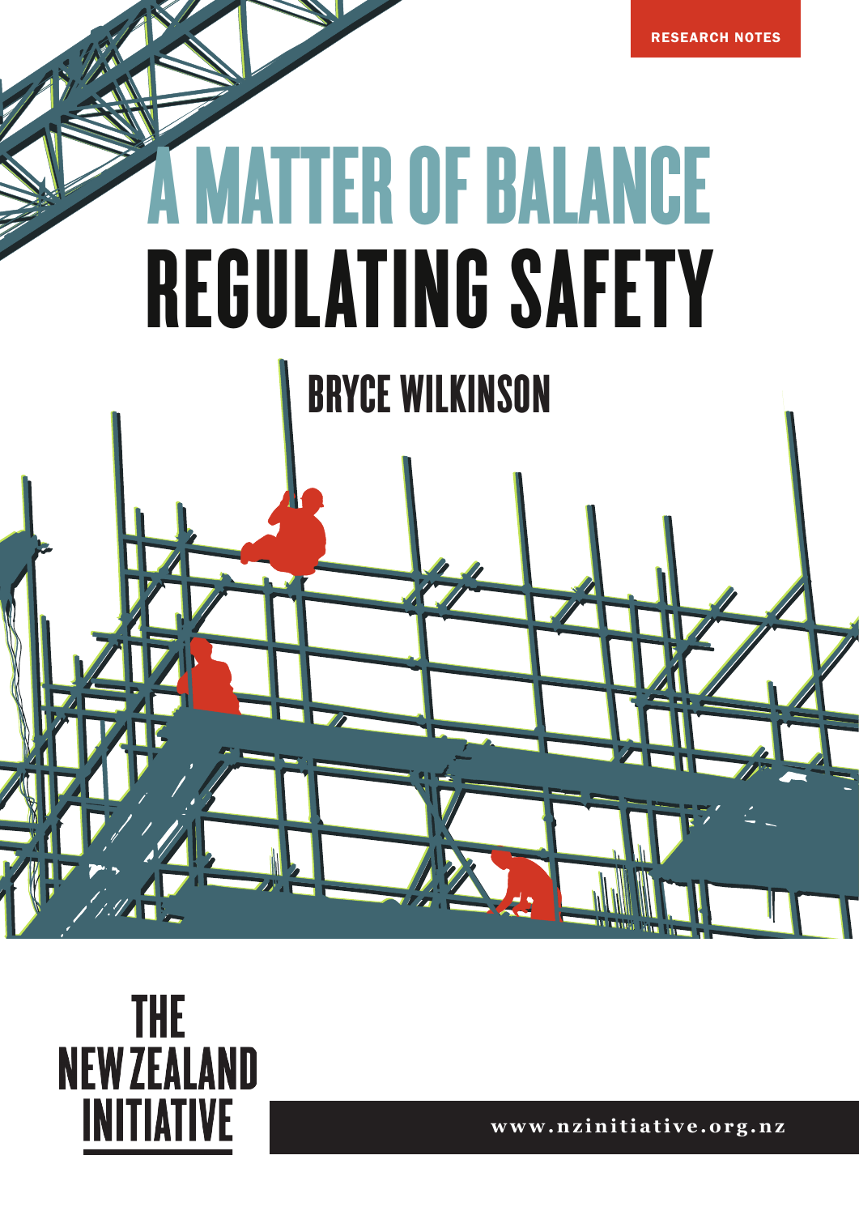RESEARCH NOTES

# A MATTER OF BALANCE
# REGULATING SAFETY

## BRYCE WILKINSON

THE NEW ZEALAND INITIATIVE

www.nzinitiative.org.nz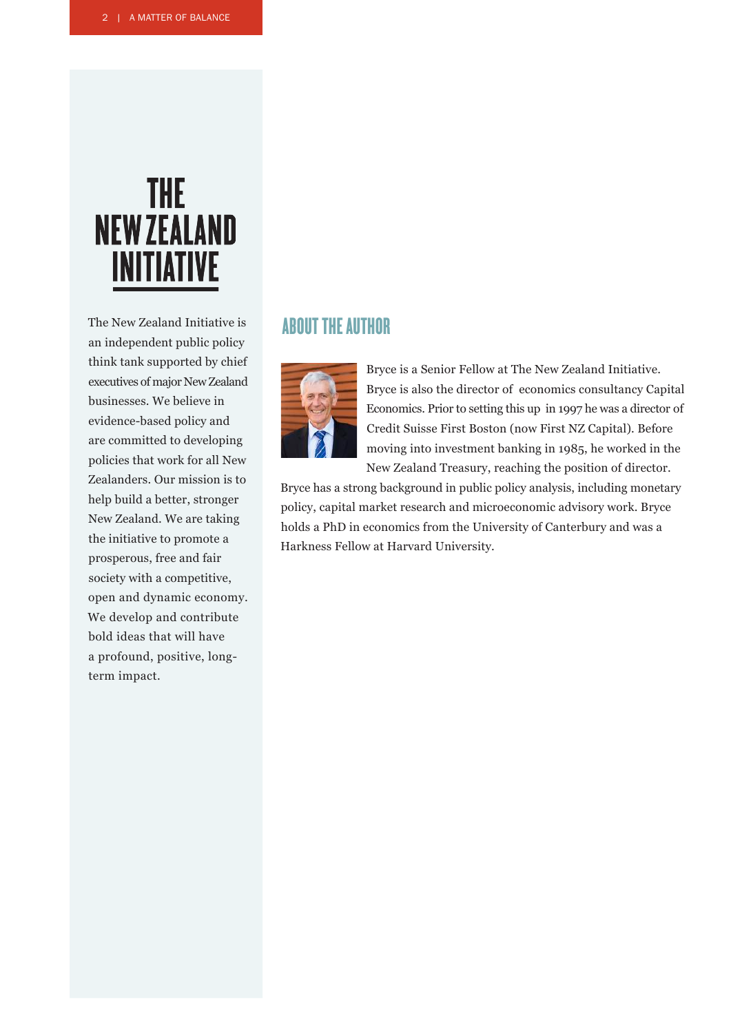# THE NEW ZEALAND INITIATIVE

The New Zealand Initiative is an independent public policy think tank supported by chief executives of major New Zealand businesses. We believe in evidence-based policy and are committed to developing policies that work for all New Zealanders. Our mission is to help build a better, stronger New Zealand. We are taking the initiative to promote a prosperous, free and fair society with a competitive, open and dynamic economy. We develop and contribute bold ideas that will have a profound, positive, long-term impact.

## ABOUT THE AUTHOR

Bryce is a Senior Fellow at The New Zealand Initiative. Bryce is also the director of economics consultancy Capital Economics. Prior to setting this up in 1997 he was a director of Credit Suisse First Boston (now First NZ Capital). Before moving into investment banking in 1985, he worked in the New Zealand Treasury, reaching the position of director.

Bryce has a strong background in public policy analysis, including monetary policy, capital market research and microeconomic advisory work. Bryce holds a PhD in economics from the University of Canterbury and was a Harkness Fellow at Harvard University.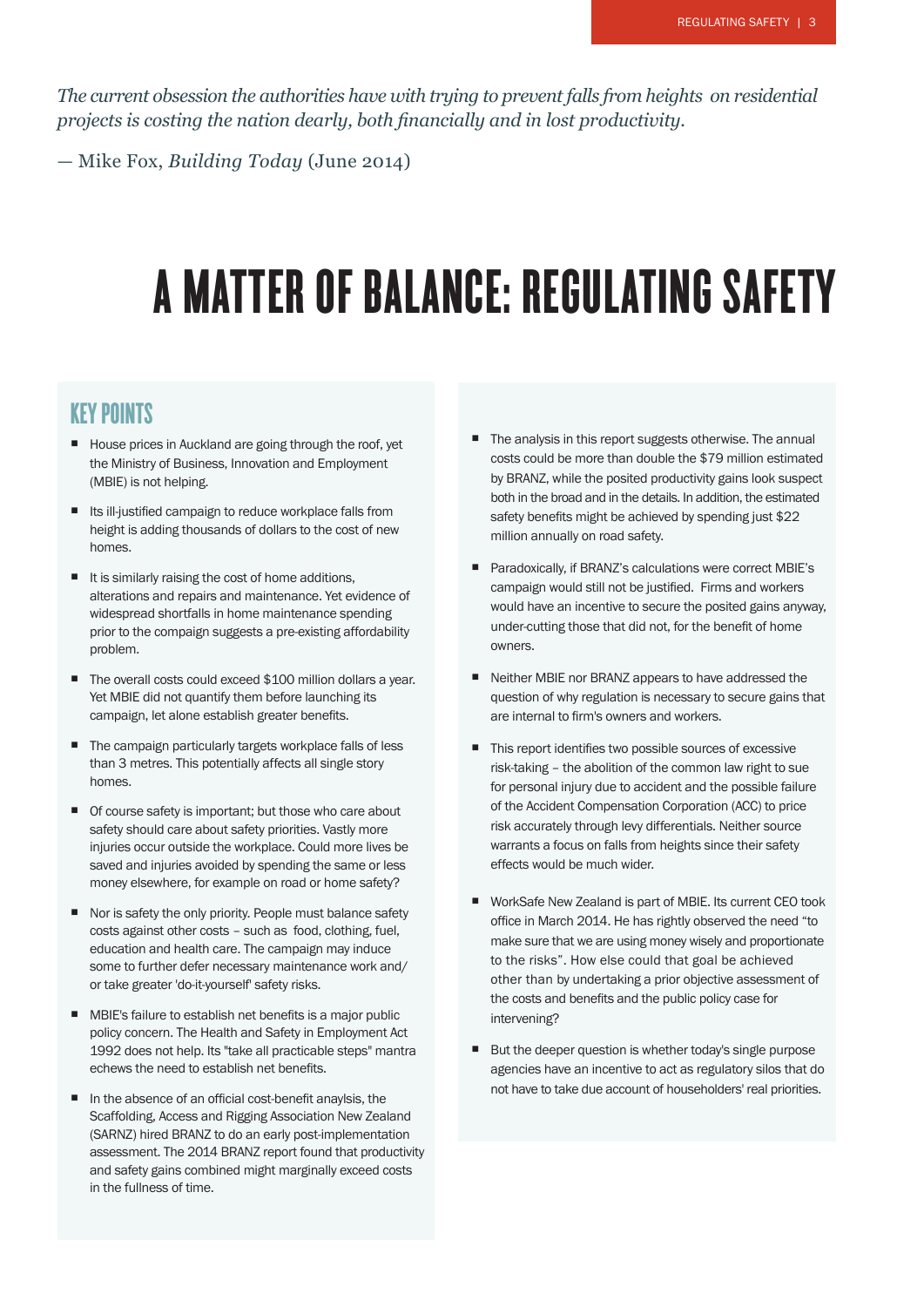*The current obsession the authorities have with trying to prevent falls from heights on residential projects is costing the nation dearly, both financially and in lost productivity.*

— Mike Fox, *Building Today* (June 2014)

# A MATTER OF BALANCE: REGULATING SAFETY

## KEY POINTS

- House prices in Auckland are going through the roof, yet the Ministry of Business, Innovation and Employment (MBIE) is not helping.
- Its ill-justified campaign to reduce workplace falls from height is adding thousands of dollars to the cost of new homes.
- It is similarly raising the cost of home additions, alterations and repairs and maintenance. Yet evidence of widespread shortfalls in home maintenance spending prior to the compaign suggests a pre-existing affordability problem.
- The overall costs could exceed $100 million dollars a year. Yet MBIE did not quantify them before launching its campaign, let alone establish greater benefits.
- The campaign particularly targets workplace falls of less than 3 metres. This potentially affects all single story homes.
- Of course safety is important; but those who care about safety should care about safety priorities. Vastly more injuries occur outside the workplace. Could more lives be saved and injuries avoided by spending the same or less money elsewhere, for example on road or home safety?
- Nor is safety the only priority. People must balance safety costs against other costs – such as food, clothing, fuel, education and health care. The campaign may induce some to further defer necessary maintenance work and/ or take greater 'do-it-yourself' safety risks.
- MBIE's failure to establish net benefits is a major public policy concern. The Health and Safety in Employment Act 1992 does not help. Its "take all practicable steps" mantra echews the need to establish net benefits.
- In the absence of an official cost-benefit anaylsis, the Scaffolding, Access and Rigging Association New Zealand (SARNZ) hired BRANZ to do an early post-implementation assessment. The 2014 BRANZ report found that productivity and safety gains combined might marginally exceed costs in the fullness of time.
- The analysis in this report suggests otherwise. The annual costs could be more than double the $79 million estimated by BRANZ, while the posited productivity gains look suspect both in the broad and in the details. In addition, the estimated safety benefits might be achieved by spending just $22 million annually on road safety.
- Paradoxically, if BRANZ's calculations were correct MBIE's campaign would still not be justified. Firms and workers would have an incentive to secure the posited gains anyway, under-cutting those that did not, for the benefit of home owners.
- Neither MBIE nor BRANZ appears to have addressed the question of why regulation is necessary to secure gains that are internal to firm's owners and workers.
- This report identifies two possible sources of excessive risk-taking – the abolition of the common law right to sue for personal injury due to accident and the possible failure of the Accident Compensation Corporation (ACC) to price risk accurately through levy differentials. Neither source warrants a focus on falls from heights since their safety effects would be much wider.
- WorkSafe New Zealand is part of MBIE. Its current CEO took office in March 2014. He has rightly observed the need "to make sure that we are using money wisely and proportionate to the risks". How else could that goal be achieved other than by undertaking a prior objective assessment of the costs and benefits and the public policy case for intervening?
- But the deeper question is whether today's single purpose agencies have an incentive to act as regulatory silos that do not have to take due account of householders' real priorities.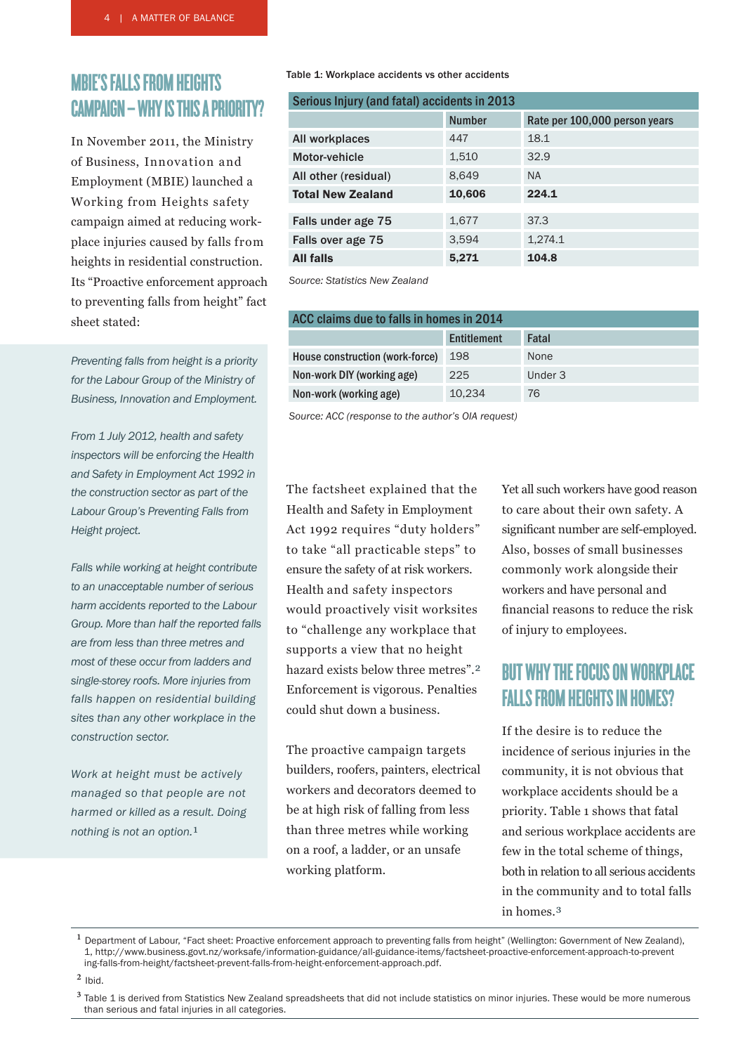## MBIE'S FALLS FROM HEIGHTS CAMPAIGN – WHY IS THIS A PRIORITY?

In November 2011, the Ministry of Business, Innovation and Employment (MBIE) launched a Working from Heights safety campaign aimed at reducing workplace injuries caused by falls from heights in residential construction. Its "Proactive enforcement approach to preventing falls from height" fact sheet stated:

> *Preventing falls from height is a priority for the Labour Group of the Ministry of Business, Innovation and Employment.*
>
> *From 1 July 2012, health and safety inspectors will be enforcing the Health and Safety in Employment Act 1992 in the construction sector as part of the Labour Group's Preventing Falls from Height project.*
>
> *Falls while working at height contribute to an unacceptable number of serious harm accidents reported to the Labour Group. More than half the reported falls are from less than three metres and most of these occur from ladders and single-storey roofs. More injuries from falls happen on residential building sites than any other workplace in the construction sector.*
>
> *Work at height must be actively managed so that people are not harmed or killed as a result. Doing nothing is not an option.*[1]

Table 1: Workplace accidents vs other accidents

| Serious Injury (and fatal) accidents in 2013 | | |
|---|---|---|
| | Number | Rate per 100,000 person years |
| All workplaces | 447 | 18.1 |
| Motor-vehicle | 1,510 | 32.9 |
| All other (residual) | 8,649 | NA |
| **Total New Zealand** | **10,606** | **224.1** |
| Falls under age 75 | 1,677 | 37.3 |
| Falls over age 75 | 3,594 | 1,274.1 |
| **All falls** | **5,271** | **104.8** |

*Source: Statistics New Zealand*

| ACC claims due to falls in homes in 2014 | | |
|---|---|---|
| | Entitlement | Fatal |
| House construction (work-force) | 198 | None |
| Non-work DIY (working age) | 225 | Under 3 |
| Non-work (working age) | 10,234 | 76 |

*Source: ACC (response to the author's OIA request)*

The factsheet explained that the Health and Safety in Employment Act 1992 requires "duty holders" to take "all practicable steps" to ensure the safety of at risk workers. Health and safety inspectors would proactively visit worksites to "challenge any workplace that supports a view that no height hazard exists below three metres".[2] Enforcement is vigorous. Penalties could shut down a business.

The proactive campaign targets builders, roofers, painters, electrical workers and decorators deemed to be at high risk of falling from less than three metres while working on a roof, a ladder, or an unsafe working platform.

Yet all such workers have good reason to care about their own safety. A significant number are self-employed. Also, bosses of small businesses commonly work alongside their workers and have personal and financial reasons to reduce the risk of injury to employees.

## BUT WHY THE FOCUS ON WORKPLACE FALLS FROM HEIGHTS IN HOMES?

If the desire is to reduce the incidence of serious injuries in the community, it is not obvious that workplace accidents should be a priority. Table 1 shows that fatal and serious workplace accidents are few in the total scheme of things, both in relation to all serious accidents in the community and to total falls in homes.[3]

---

[1] Department of Labour, "Fact sheet: Proactive enforcement approach to preventing falls from height" (Wellington: Government of New Zealand), 1, http://www.business.govt.nz/worksafe/information-guidance/all-guidance-items/factsheet-proactive-enforcement-approach-to-preventing-falls-from-height/factsheet-prevent-falls-from-height-enforcement-approach.pdf.

[2] Ibid.

[3] Table 1 is derived from Statistics New Zealand spreadsheets that did not include statistics on minor injuries. These would be more numerous than serious and fatal injuries in all categories.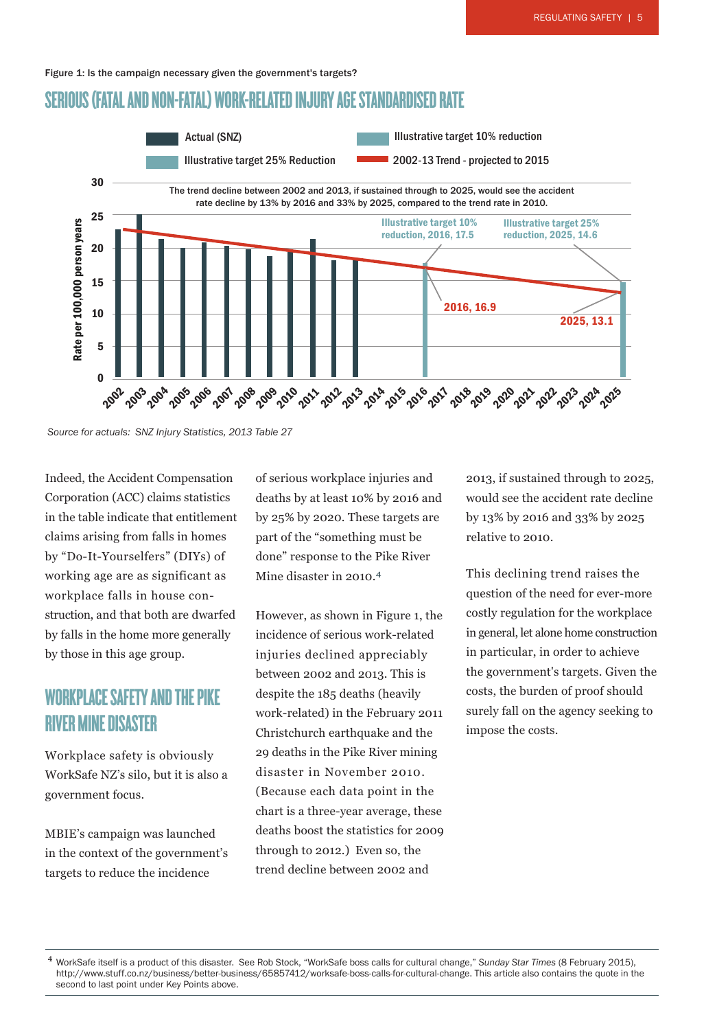Figure 1: Is the campaign necessary given the government's targets?

## SERIOUS (FATAL AND NON-FATAL) WORK-RELATED INJURY AGE STANDARDISED RATE

Actual (SNZ) | Illustrative target 10% reduction | Illustrative target 25% Reduction | 2002-13 Trend - projected to 2015

The trend decline between 2002 and 2013, if sustained through to 2025, would see the accident rate decline by 13% by 2016 and 33% by 2025, compared to the trend rate in 2010.

Illustrative target 10% reduction, 2016, 17.5

Illustrative target 25% reduction, 2025, 14.6

2016, 16.9

2025, 13.1

Rate per 100,000 person years

*Source for actuals: SNZ Injury Statistics, 2013 Table 27*

Indeed, the Accident Compensation Corporation (ACC) claims statistics in the table indicate that entitlement claims arising from falls in homes by "Do-It-Yourselfers" (DIYs) of working age are as significant as workplace falls in house construction, and that both are dwarfed by falls in the home more generally by those in this age group.

## WORKPLACE SAFETY AND THE PIKE RIVER MINE DISASTER

Workplace safety is obviously WorkSafe NZ's silo, but it is also a government focus.

MBIE's campaign was launched in the context of the government's targets to reduce the incidence of serious workplace injuries and deaths by at least 10% by 2016 and by 25% by 2020. These targets are part of the "something must be done" response to the Pike River Mine disaster in 2010.[4]

However, as shown in Figure 1, the incidence of serious work-related injuries declined appreciably between 2002 and 2013. This is despite the 185 deaths (heavily work-related) in the February 2011 Christchurch earthquake and the 29 deaths in the Pike River mining disaster in November 2010. (Because each data point in the chart is a three-year average, these deaths boost the statistics for 2009 through to 2012.) Even so, the trend decline between 2002 and 2013, if sustained through to 2025, would see the accident rate decline by 13% by 2016 and 33% by 2025 relative to 2010.

This declining trend raises the question of the need for ever-more costly regulation for the workplace in general, let alone home construction in particular, in order to achieve the government's targets. Given the costs, the burden of proof should surely fall on the agency seeking to impose the costs.

[4] WorkSafe itself is a product of this disaster. See Rob Stock, "WorkSafe boss calls for cultural change," *Sunday Star Times* (8 February 2015), http://www.stuff.co.nz/business/better-business/65857412/worksafe-boss-calls-for-cultural-change. This article also contains the quote in the second to last point under Key Points above.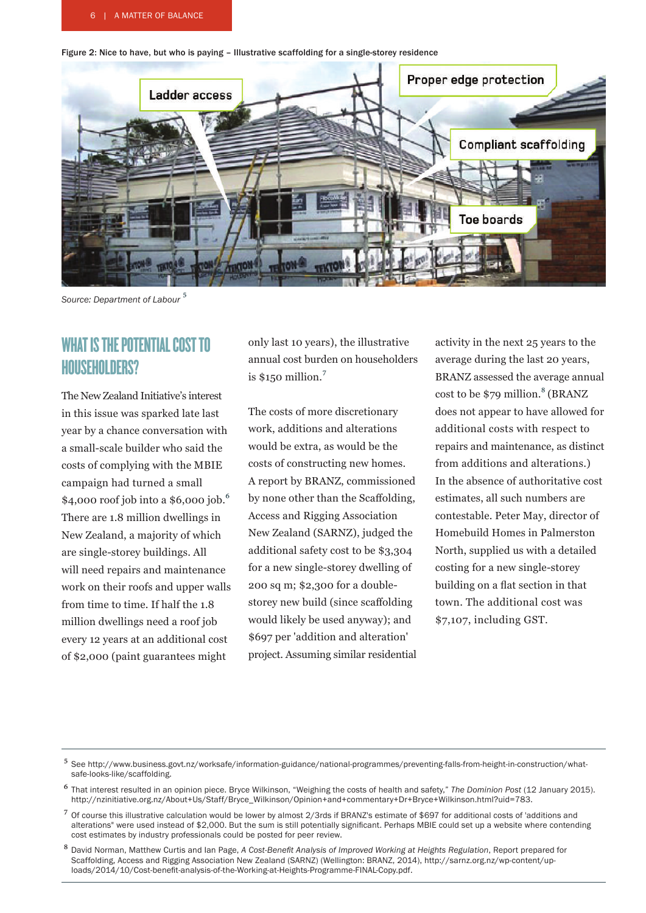Figure 2: Nice to have, but who is paying – Illustrative scaffolding for a single-storey residence

Source: Department of Labour [5]

## WHAT IS THE POTENTIAL COST TO HOUSEHOLDERS?

The New Zealand Initiative's interest in this issue was sparked late last year by a chance conversation with a small-scale builder who said the costs of complying with the MBIE campaign had turned a small $4,000 roof job into a $6,000 job.[6] There are 1.8 million dwellings in New Zealand, a majority of which are single-storey buildings. All will need repairs and maintenance work on their roofs and upper walls from time to time. If half the 1.8 million dwellings need a roof job every 12 years at an additional cost of $2,000 (paint guarantees might only last 10 years), the illustrative annual cost burden on householders is $150 million.[7]

The costs of more discretionary work, additions and alterations would be extra, as would be the costs of constructing new homes. A report by BRANZ, commissioned by none other than the Scaffolding, Access and Rigging Association New Zealand (SARNZ), judged the additional safety cost to be $3,304 for a new single-storey dwelling of 200 sq m; $2,300 for a double-storey new build (since scaffolding would likely be used anyway); and $697 per 'addition and alteration' project. Assuming similar residential activity in the next 25 years to the average during the last 20 years, BRANZ assessed the average annual cost to be $79 million.[8] (BRANZ does not appear to have allowed for additional costs with respect to repairs and maintenance, as distinct from additions and alterations.) In the absence of authoritative cost estimates, all such numbers are contestable. Peter May, director of Homebuild Homes in Palmerston North, supplied us with a detailed costing for a new single-storey building on a flat section in that town. The additional cost was $7,107, including GST.

---

[5] See http://www.business.govt.nz/worksafe/information-guidance/national-programmes/preventing-falls-from-height-in-construction/what-safe-looks-like/scaffolding.

[6] That interest resulted in an opinion piece. Bryce Wilkinson, "Weighing the costs of health and safety," *The Dominion Post* (12 January 2015). http://nzinitiative.org.nz/About+Us/Staff/Bryce_Wilkinson/Opinion+and+commentary+Dr+Bryce+Wilkinson.html?uid=783.

[7] Of course this illustrative calculation would be lower by almost 2/3rds if BRANZ's estimate of $697 for additional costs of 'additions and alterations" were used instead of $2,000. But the sum is still potentially significant. Perhaps MBIE could set up a website where contending cost estimates by industry professionals could be posted for peer review.

[8] David Norman, Matthew Curtis and Ian Page, *A Cost-Benefit Analysis of Improved Working at Heights Regulation*, Report prepared for Scaffolding, Access and Rigging Association New Zealand (SARNZ) (Wellington: BRANZ, 2014), http://sarnz.org.nz/wp-content/uploads/2014/10/Cost-benefit-analysis-of-the-Working-at-Heights-Programme-FINAL-Copy.pdf.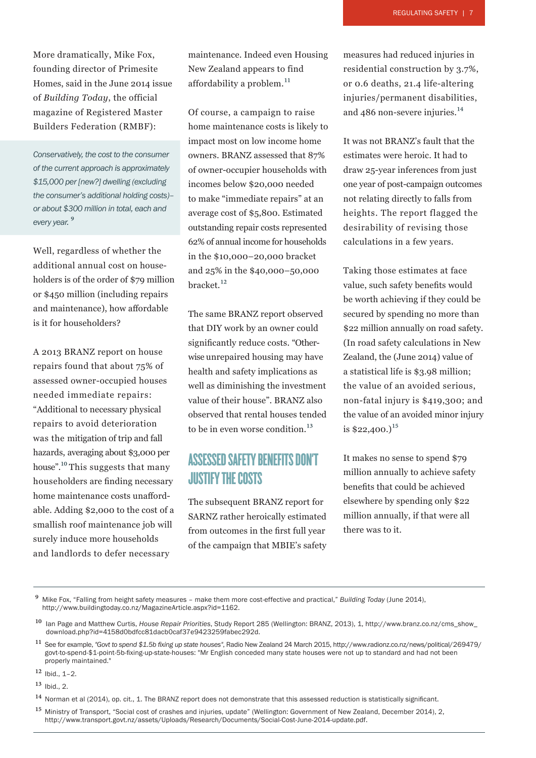More dramatically, Mike Fox, founding director of Primesite Homes, said in the June 2014 issue of *Building Today*, the official magazine of Registered Master Builders Federation (RMBF):

> *Conservatively, the cost to the consumer of the current approach is approximately $15,000 per [new?] dwelling (excluding the consumer's additional holding costs)– or about $300 million in total, each and every year.* [9]

Well, regardless of whether the additional annual cost on householders is of the order of $79 million or $450 million (including repairs and maintenance), how affordable is it for householders?

A 2013 BRANZ report on house repairs found that about 75% of assessed owner-occupied houses needed immediate repairs: "Additional to necessary physical repairs to avoid deterioration was the mitigation of trip and fall hazards, averaging about $3,000 per house".[10] This suggests that many householders are finding necessary home maintenance costs unaffordable. Adding $2,000 to the cost of a smallish roof maintenance job will surely induce more households and landlords to defer necessary maintenance. Indeed even Housing New Zealand appears to find affordability a problem.[11]

Of course, a campaign to raise home maintenance costs is likely to impact most on low income home owners. BRANZ assessed that 87% of owner-occupier households with incomes below $20,000 needed to make "immediate repairs" at an average cost of $5,800. Estimated outstanding repair costs represented 62% of annual income for households in the $10,000–20,000 bracket and 25% in the $40,000–50,000 bracket.[12]

The same BRANZ report observed that DIY work by an owner could significantly reduce costs. "Otherwise unrepaired housing may have health and safety implications as well as diminishing the investment value of their house". BRANZ also observed that rental houses tended to be in even worse condition.[13]

## Assessed safety benefits don't justify the costs

The subsequent BRANZ report for SARNZ rather heroically estimated from outcomes in the first full year of the campaign that MBIE's safety measures had reduced injuries in residential construction by 3.7%, or 0.6 deaths, 21.4 life-altering injuries/permanent disabilities, and 486 non-severe injuries.[14]

It was not BRANZ's fault that the estimates were heroic. It had to draw 25-year inferences from just one year of post-campaign outcomes not relating directly to falls from heights. The report flagged the desirability of revising those calculations in a few years.

Taking those estimates at face value, such safety benefits would be worth achieving if they could be secured by spending no more than $22 million annually on road safety. (In road safety calculations in New Zealand, the (June 2014) value of a statistical life is $3.98 million; the value of an avoided serious, non-fatal injury is $419,300; and the value of an avoided minor injury is $22,400.)[15]

It makes no sense to spend $79 million annually to achieve safety benefits that could be achieved elsewhere by spending only $22 million annually, if that were all there was to it.

---

[9] Mike Fox, "Falling from height safety measures – make them more cost-effective and practical," *Building Today* (June 2014), http://www.buildingtoday.co.nz/MagazineArticle.aspx?id=1162.

[10] Ian Page and Matthew Curtis, *House Repair Priorities*, Study Report 285 (Wellington: BRANZ, 2013), 1, http://www.branz.co.nz/cms_show_download.php?id=4158d0bdfcc81dacb0caf37e9423259fabec292d.

[11] See for example, *"Govt to spend $1.5b fixing up state houses"*, Radio New Zealand 24 March 2015, http://www.radionz.co.nz/news/political/269479/govt-to-spend-$1-point-5b-fixing-up-state-houses: "Mr English conceded many state houses were not up to standard and had not been properly maintained."

[12] Ibid., 1–2.

[13] Ibid., 2.

[14] Norman et al (2014), op. cit., 1. The BRANZ report does not demonstrate that this assessed reduction is statistically significant.

[15] Ministry of Transport, "Social cost of crashes and injuries, update" (Wellington: Government of New Zealand, December 2014), 2, http://www.transport.govt.nz/assets/Uploads/Research/Documents/Social-Cost-June-2014-update.pdf.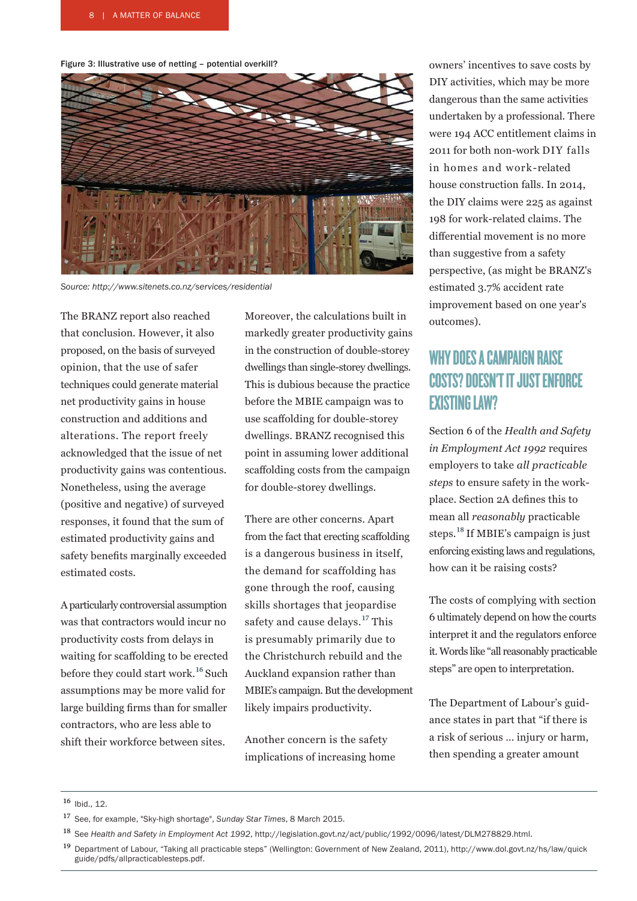Figure 3: Illustrative use of netting – potential overkill?

*Source: http://www.sitenets.co.nz/services/residential*

The BRANZ report also reached that conclusion. However, it also proposed, on the basis of surveyed opinion, that the use of safer techniques could generate material net productivity gains in house construction and additions and alterations. The report freely acknowledged that the issue of net productivity gains was contentious. Nonetheless, using the average (positive and negative) of surveyed responses, it found that the sum of estimated productivity gains and safety benefits marginally exceeded estimated costs.

A particularly controversial assumption was that contractors would incur no productivity costs from delays in waiting for scaffolding to be erected before they could start work.[16] Such assumptions may be more valid for large building firms than for smaller contractors, who are less able to shift their workforce between sites.

Moreover, the calculations built in markedly greater productivity gains in the construction of double-storey dwellings than single-storey dwellings. This is dubious because the practice before the MBIE campaign was to use scaffolding for double-storey dwellings. BRANZ recognised this point in assuming lower additional scaffolding costs from the campaign for double-storey dwellings.

There are other concerns. Apart from the fact that erecting scaffolding is a dangerous business in itself, the demand for scaffolding has gone through the roof, causing skills shortages that jeopardise safety and cause delays.[17] This is presumably primarily due to the Christchurch rebuild and the Auckland expansion rather than MBIE's campaign. But the development likely impairs productivity.

Another concern is the safety implications of increasing home owners' incentives to save costs by DIY activities, which may be more dangerous than the same activities undertaken by a professional. There were 194 ACC entitlement claims in 2011 for both non-work DIY falls in homes and work-related house construction falls. In 2014, the DIY claims were 225 as against 198 for work-related claims. The differential movement is no more than suggestive from a safety perspective, (as might be BRANZ's estimated 3.7% accident rate improvement based on one year's outcomes).

## WHY DOES A CAMPAIGN RAISE COSTS? DOESN'T IT JUST ENFORCE EXISTING LAW?

Section 6 of the *Health and Safety in Employment Act 1992* requires employers to take *all practicable steps* to ensure safety in the work-place. Section 2A defines this to mean all *reasonably* practicable steps.[18] If MBIE's campaign is just enforcing existing laws and regulations, how can it be raising costs?

The costs of complying with section 6 ultimately depend on how the courts interpret it and the regulators enforce it. Words like "all reasonably practicable steps" are open to interpretation.

The Department of Labour's guid-ance states in part that "if there is a risk of serious … injury or harm, then spending a greater amount

---

[16] Ibid., 12.

[17] See, for example, "Sky-high shortage", *Sunday Star Times*, 8 March 2015.

[18] See *Health and Safety in Employment Act 1992*, http://legislation.govt.nz/act/public/1992/0096/latest/DLM278829.html.

[19] Department of Labour, "Taking all practicable steps" (Wellington: Government of New Zealand, 2011), http://www.dol.govt.nz/hs/law/quickguide/pdfs/allpracticablesteps.pdf.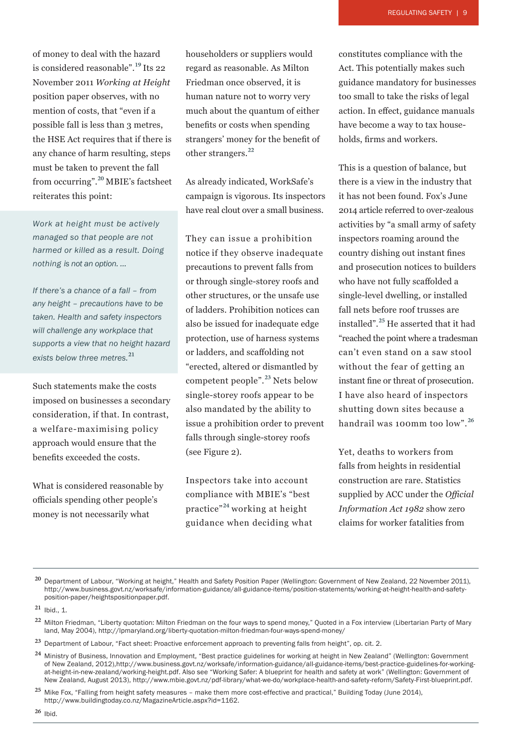of money to deal with the hazard is considered reasonable".[19] Its 22 November 2011 *Working at Height* position paper observes, with no mention of costs, that "even if a possible fall is less than 3 metres, the HSE Act requires that if there is any chance of harm resulting, steps must be taken to prevent the fall from occurring".[20] MBIE's factsheet reiterates this point:

> *Work at height must be actively managed so that people are not harmed or killed as a result. Doing nothing is not an option. ...*
>
> *If there's a chance of a fall – from any height – precautions have to be taken. Health and safety inspectors will challenge any workplace that supports a view that no height hazard exists below three metres.*[21]

Such statements make the costs imposed on businesses a secondary consideration, if that. In contrast, a welfare-maximising policy approach would ensure that the benefits exceeded the costs.

What is considered reasonable by officials spending other people's money is not necessarily what householders or suppliers would regard as reasonable. As Milton Friedman once observed, it is human nature not to worry very much about the quantum of either benefits or costs when spending strangers' money for the benefit of other strangers.[22]

As already indicated, WorkSafe's campaign is vigorous. Its inspectors have real clout over a small business.

They can issue a prohibition notice if they observe inadequate precautions to prevent falls from or through single-storey roofs and other structures, or the unsafe use of ladders. Prohibition notices can also be issued for inadequate edge protection, use of harness systems or ladders, and scaffolding not "erected, altered or dismantled by competent people".[23] Nets below single-storey roofs appear to be also mandated by the ability to issue a prohibition order to prevent falls through single-storey roofs (see Figure 2).

Inspectors take into account compliance with MBIE's "best practice"[24] working at height guidance when deciding what constitutes compliance with the Act. This potentially makes such guidance mandatory for businesses too small to take the risks of legal action. In effect, guidance manuals have become a way to tax households, firms and workers.

This is a question of balance, but there is a view in the industry that it has not been found. Fox's June 2014 article referred to over-zealous activities by "a small army of safety inspectors roaming around the country dishing out instant fines and prosecution notices to builders who have not fully scaffolded a single-level dwelling, or installed fall nets before roof trusses are installed".[25] He asserted that it had "reached the point where a tradesman can't even stand on a saw stool without the fear of getting an instant fine or threat of prosecution. I have also heard of inspectors shutting down sites because a handrail was 100mm too low".[26]

Yet, deaths to workers from falls from heights in residential construction are rare. Statistics supplied by ACC under the *Official Information Act 1982* show zero claims for worker fatalities from

---

[20] Department of Labour, "Working at height," Health and Safety Position Paper (Wellington: Government of New Zealand, 22 November 2011), http://www.business.govt.nz/worksafe/information-guidance/all-guidance-items/position-statements/working-at-height-health-and-safety-position-paper/heightspositionpaper.pdf.

[21] Ibid., 1.

[22] Milton Friedman, "Liberty quotation: Milton Friedman on the four ways to spend money," Quoted in a Fox interview (Libertarian Party of Mary land, May 2004), http://lpmaryland.org/liberty-quotation-milton-friedman-four-ways-spend-money/

[23] Department of Labour, "Fact sheet: Proactive enforcement approach to preventing falls from height", op. cit. 2.

[24] Ministry of Business, Innovation and Employment, "Best practice guidelines for working at height in New Zealand" (Wellington: Government of New Zealand, 2012),http://www.business.govt.nz/worksafe/information-guidance/all-guidance-items/best-practice-guidelines-for-working-at-height-in-new-zealand/working-height.pdf. Also see "Working Safer: A blueprint for health and safety at work" (Wellington: Government of New Zealand, August 2013), http://www.mbie.govt.nz/pdf-library/what-we-do/workplace-health-and-safety-reform/Safety-First-blueprint.pdf.

[25] Mike Fox, "Falling from height safety measures – make them more cost-effective and practical," Building Today (June 2014), http://www.buildingtoday.co.nz/MagazineArticle.aspx?id=1162.

[26] Ibid.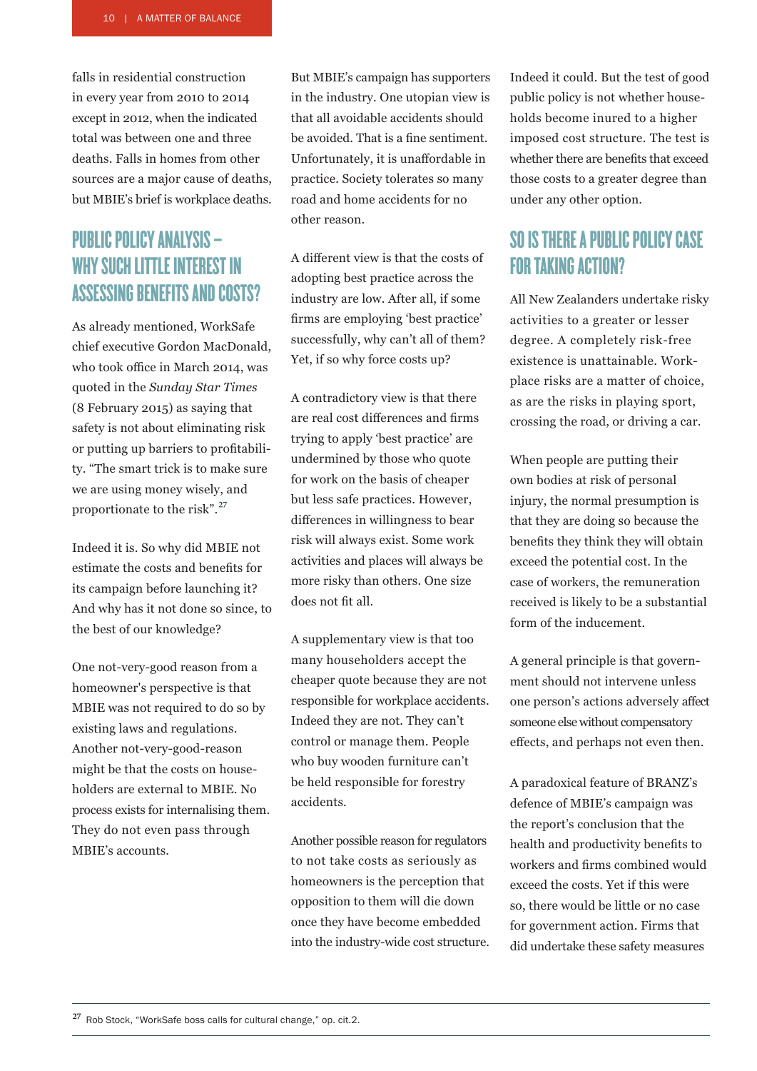falls in residential construction in every year from 2010 to 2014 except in 2012, when the indicated total was between one and three deaths. Falls in homes from other sources are a major cause of deaths, but MBIE's brief is workplace deaths.

## PUBLIC POLICY ANALYSIS – WHY SUCH LITTLE INTEREST IN ASSESSING BENEFITS AND COSTS?

As already mentioned, WorkSafe chief executive Gordon MacDonald, who took office in March 2014, was quoted in the *Sunday Star Times* (8 February 2015) as saying that safety is not about eliminating risk or putting up barriers to profitability. "The smart trick is to make sure we are using money wisely, and proportionate to the risk".[27]

Indeed it is. So why did MBIE not estimate the costs and benefits for its campaign before launching it? And why has it not done so since, to the best of our knowledge?

One not-very-good reason from a homeowner's perspective is that MBIE was not required to do so by existing laws and regulations. Another not-very-good-reason might be that the costs on householders are external to MBIE. No process exists for internalising them. They do not even pass through MBIE's accounts.

But MBIE's campaign has supporters in the industry. One utopian view is that all avoidable accidents should be avoided. That is a fine sentiment. Unfortunately, it is unaffordable in practice. Society tolerates so many road and home accidents for no other reason.

A different view is that the costs of adopting best practice across the industry are low. After all, if some firms are employing 'best practice' successfully, why can't all of them? Yet, if so why force costs up?

A contradictory view is that there are real cost differences and firms trying to apply 'best practice' are undermined by those who quote for work on the basis of cheaper but less safe practices. However, differences in willingness to bear risk will always exist. Some work activities and places will always be more risky than others. One size does not fit all.

A supplementary view is that too many householders accept the cheaper quote because they are not responsible for workplace accidents. Indeed they are not. They can't control or manage them. People who buy wooden furniture can't be held responsible for forestry accidents.

Another possible reason for regulators to not take costs as seriously as homeowners is the perception that opposition to them will die down once they have become embedded into the industry-wide cost structure.

Indeed it could. But the test of good public policy is not whether households become inured to a higher imposed cost structure. The test is whether there are benefits that exceed those costs to a greater degree than under any other option.

## SO IS THERE A PUBLIC POLICY CASE FOR TAKING ACTION?

All New Zealanders undertake risky activities to a greater or lesser degree. A completely risk-free existence is unattainable. Workplace risks are a matter of choice, as are the risks in playing sport, crossing the road, or driving a car.

When people are putting their own bodies at risk of personal injury, the normal presumption is that they are doing so because the benefits they think they will obtain exceed the potential cost. In the case of workers, the remuneration received is likely to be a substantial form of the inducement.

A general principle is that government should not intervene unless one person's actions adversely affect someone else without compensatory effects, and perhaps not even then.

A paradoxical feature of BRANZ's defence of MBIE's campaign was the report's conclusion that the health and productivity benefits to workers and firms combined would exceed the costs. Yet if this were so, there would be little or no case for government action. Firms that did undertake these safety measures

[27] Rob Stock, "WorkSafe boss calls for cultural change," op. cit.2.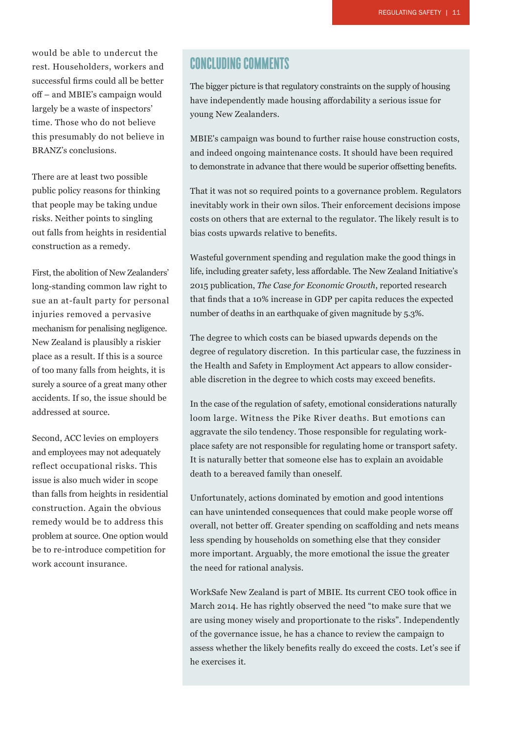would be able to undercut the rest. Householders, workers and successful firms could all be better off – and MBIE's campaign would largely be a waste of inspectors' time. Those who do not believe this presumably do not believe in BRANZ's conclusions.

There are at least two possible public policy reasons for thinking that people may be taking undue risks. Neither points to singling out falls from heights in residential construction as a remedy.

First, the abolition of New Zealanders' long-standing common law right to sue an at-fault party for personal injuries removed a pervasive mechanism for penalising negligence. New Zealand is plausibly a riskier place as a result. If this is a source of too many falls from heights, it is surely a source of a great many other accidents. If so, the issue should be addressed at source.

Second, ACC levies on employers and employees may not adequately reflect occupational risks. This issue is also much wider in scope than falls from heights in residential construction. Again the obvious remedy would be to address this problem at source. One option would be to re-introduce competition for work account insurance.

## CONCLUDING COMMENTS

The bigger picture is that regulatory constraints on the supply of housing have independently made housing affordability a serious issue for young New Zealanders.

MBIE's campaign was bound to further raise house construction costs, and indeed ongoing maintenance costs. It should have been required to demonstrate in advance that there would be superior offsetting benefits.

That it was not so required points to a governance problem. Regulators inevitably work in their own silos. Their enforcement decisions impose costs on others that are external to the regulator. The likely result is to bias costs upwards relative to benefits.

Wasteful government spending and regulation make the good things in life, including greater safety, less affordable. The New Zealand Initiative's 2015 publication, *The Case for Economic Growth*, reported research that finds that a 10% increase in GDP per capita reduces the expected number of deaths in an earthquake of given magnitude by 5.3%.

The degree to which costs can be biased upwards depends on the degree of regulatory discretion. In this particular case, the fuzziness in the Health and Safety in Employment Act appears to allow considerable discretion in the degree to which costs may exceed benefits.

In the case of the regulation of safety, emotional considerations naturally loom large. Witness the Pike River deaths. But emotions can aggravate the silo tendency. Those responsible for regulating workplace safety are not responsible for regulating home or transport safety. It is naturally better that someone else has to explain an avoidable death to a bereaved family than oneself.

Unfortunately, actions dominated by emotion and good intentions can have unintended consequences that could make people worse off overall, not better off. Greater spending on scaffolding and nets means less spending by households on something else that they consider more important. Arguably, the more emotional the issue the greater the need for rational analysis.

WorkSafe New Zealand is part of MBIE. Its current CEO took office in March 2014. He has rightly observed the need "to make sure that we are using money wisely and proportionate to the risks". Independently of the governance issue, he has a chance to review the campaign to assess whether the likely benefits really do exceed the costs. Let's see if he exercises it.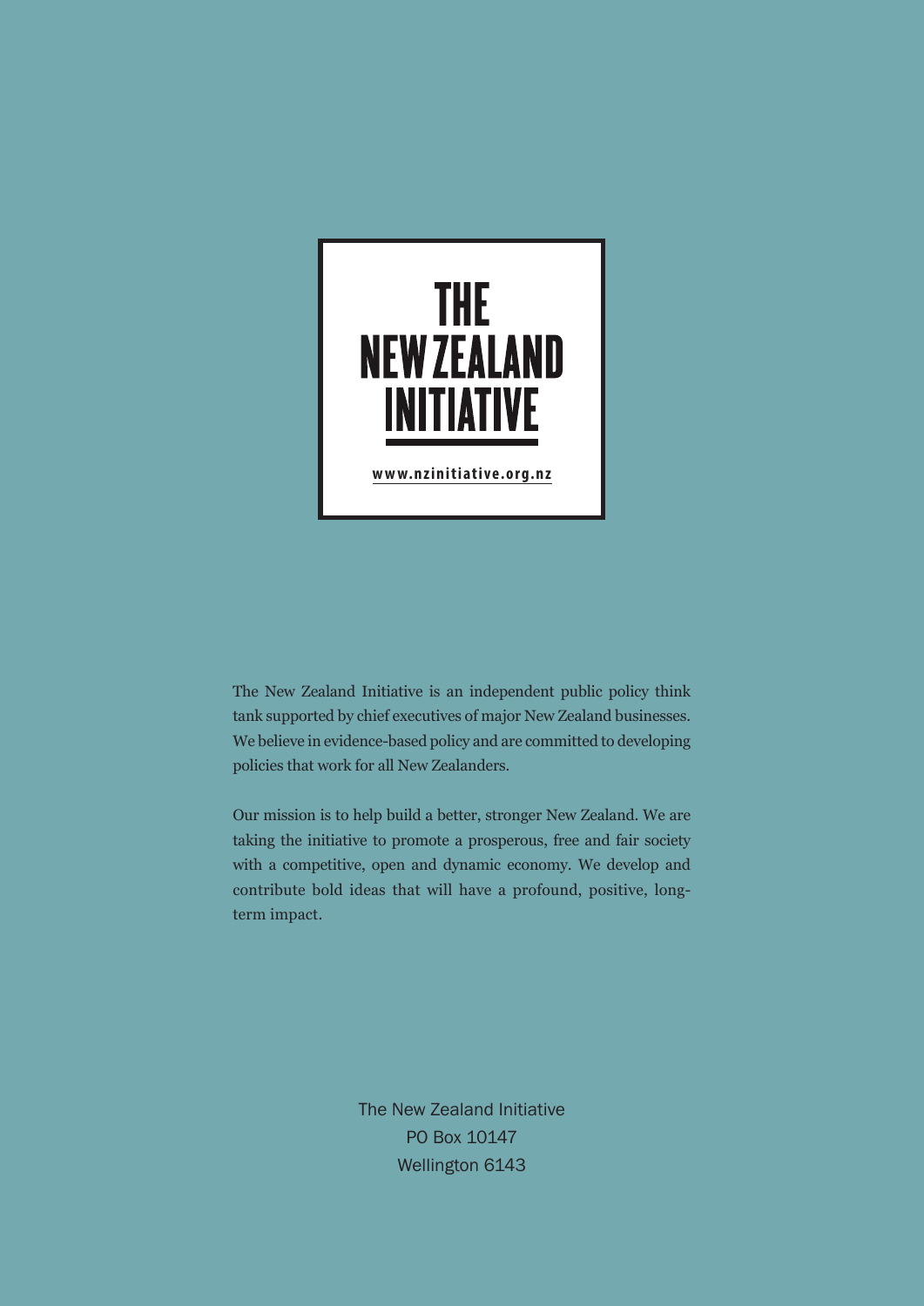THE NEW ZEALAND INITIATIVE

www.nzinitiative.org.nz

The New Zealand Initiative is an independent public policy think tank supported by chief executives of major New Zealand businesses. We believe in evidence-based policy and are committed to developing policies that work for all New Zealanders.

Our mission is to help build a better, stronger New Zealand. We are taking the initiative to promote a prosperous, free and fair society with a competitive, open and dynamic economy. We develop and contribute bold ideas that will have a profound, positive, long-term impact.

The New Zealand Initiative
PO Box 10147
Wellington 6143